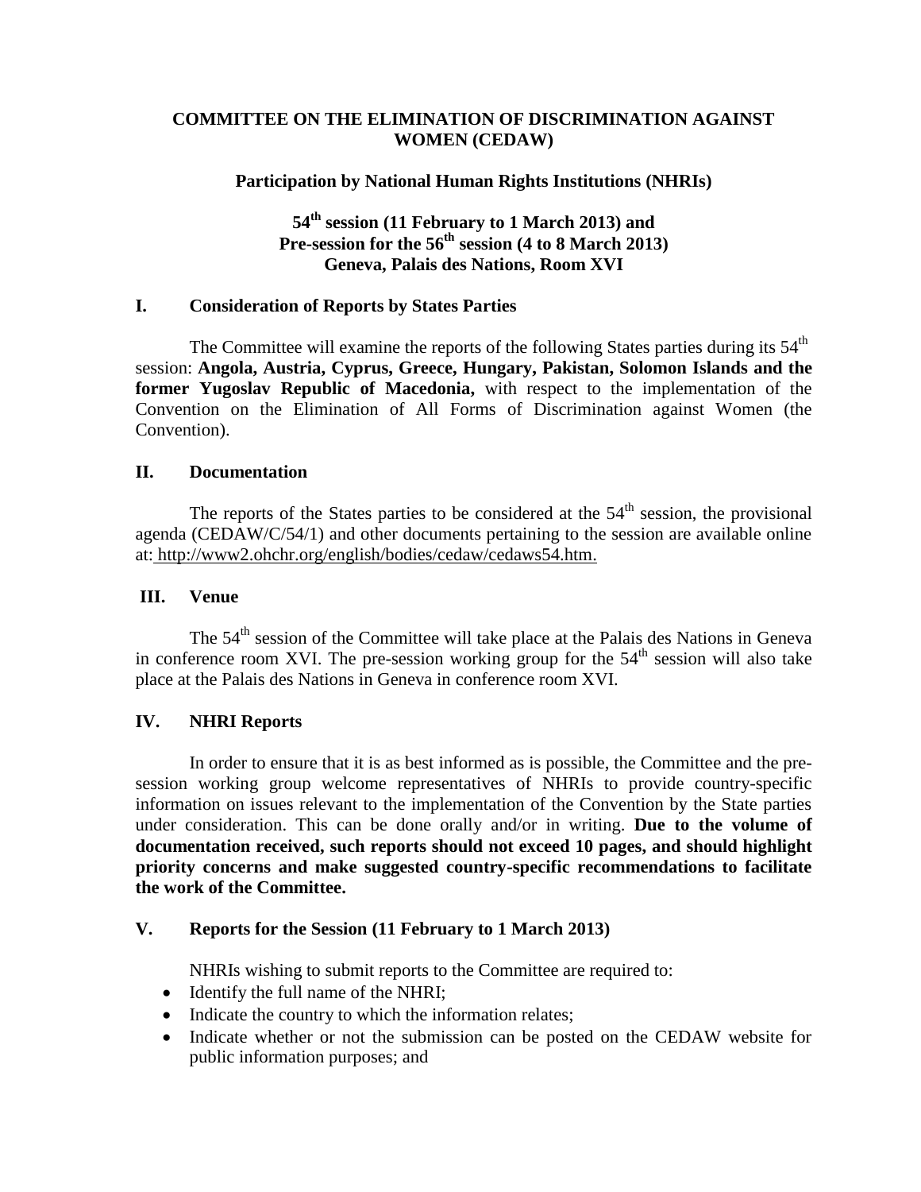# COMMITTEE ON THE ELIMINATION OF DISCRIMINATION AGAINST WOMEN (CEDAW)

## Participation by National Human Rights Institutions (NHRIs)

### 54th session (11 February to 1 March 2013) and Pre-session for the 56th session (4 to 8 March 2013) Geneva, Palais des Nations, Room XVI

## I. Consideration of Reports by States Parties

The Committee will examine the reports of the following States parties during its 54th session: **Angola, Austria, Cyprus, Greece, Hungary, Pakistan, Solomon Islands and the former Yugoslav Republic of Macedonia,** with respect to the implementation of the Convention on the Elimination of All Forms of Discrimination against Women (the Convention).

## II. Documentation

The reports of the States parties to be considered at the 54th session, the provisional agenda (CEDAW/C/54/1) and other documents pertaining to the session are available online at: http://www2.ohchr.org/english/bodies/cedaw/cedaws54.htm.

## III. Venue

The 54th session of the Committee will take place at the Palais des Nations in Geneva in conference room XVI. The pre-session working group for the 54th session will also take place at the Palais des Nations in Geneva in conference room XVI.

## IV. NHRI Reports

In order to ensure that it is as best informed as is possible, the Committee and the pre-session working group welcome representatives of NHRIs to provide country-specific information on issues relevant to the implementation of the Convention by the State parties under consideration. This can be done orally and/or in writing. **Due to the volume of documentation received, such reports should not exceed 10 pages, and should highlight priority concerns and make suggested country-specific recommendations to facilitate the work of the Committee.**

## V. Reports for the Session (11 February to 1 March 2013)

NHRIs wishing to submit reports to the Committee are required to:

- Identify the full name of the NHRI;
- Indicate the country to which the information relates;
- Indicate whether or not the submission can be posted on the CEDAW website for public information purposes; and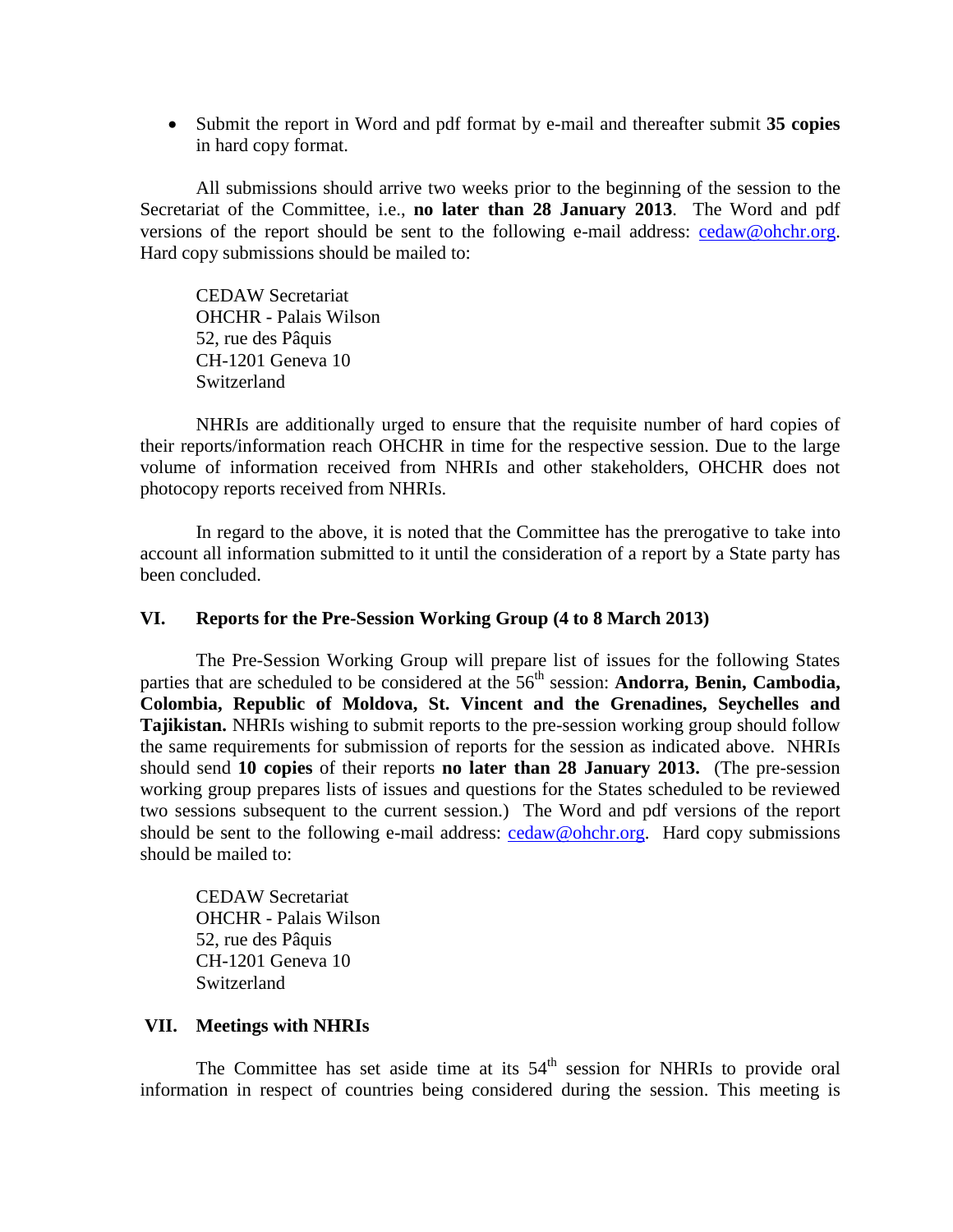- Submit the report in Word and pdf format by e-mail and thereafter submit **35 copies** in hard copy format.

All submissions should arrive two weeks prior to the beginning of the session to the Secretariat of the Committee, i.e., **no later than 28 January 2013**. The Word and pdf versions of the report should be sent to the following e-mail address: cedaw@ohchr.org. Hard copy submissions should be mailed to:

CEDAW Secretariat
OHCHR - Palais Wilson
52, rue des Pâquis
CH-1201 Geneva 10
Switzerland

NHRIs are additionally urged to ensure that the requisite number of hard copies of their reports/information reach OHCHR in time for the respective session. Due to the large volume of information received from NHRIs and other stakeholders, OHCHR does not photocopy reports received from NHRIs.

In regard to the above, it is noted that the Committee has the prerogative to take into account all information submitted to it until the consideration of a report by a State party has been concluded.

## VI. Reports for the Pre-Session Working Group (4 to 8 March 2013)

The Pre-Session Working Group will prepare list of issues for the following States parties that are scheduled to be considered at the 56th session: **Andorra, Benin, Cambodia, Colombia, Republic of Moldova, St. Vincent and the Grenadines, Seychelles and Tajikistan.** NHRIs wishing to submit reports to the pre-session working group should follow the same requirements for submission of reports for the session as indicated above. NHRIs should send **10 copies** of their reports **no later than 28 January 2013.** (The pre-session working group prepares lists of issues and questions for the States scheduled to be reviewed two sessions subsequent to the current session.) The Word and pdf versions of the report should be sent to the following e-mail address: cedaw@ohchr.org. Hard copy submissions should be mailed to:

CEDAW Secretariat
OHCHR - Palais Wilson
52, rue des Pâquis
CH-1201 Geneva 10
Switzerland

## VII. Meetings with NHRIs

The Committee has set aside time at its 54th session for NHRIs to provide oral information in respect of countries being considered during the session. This meeting is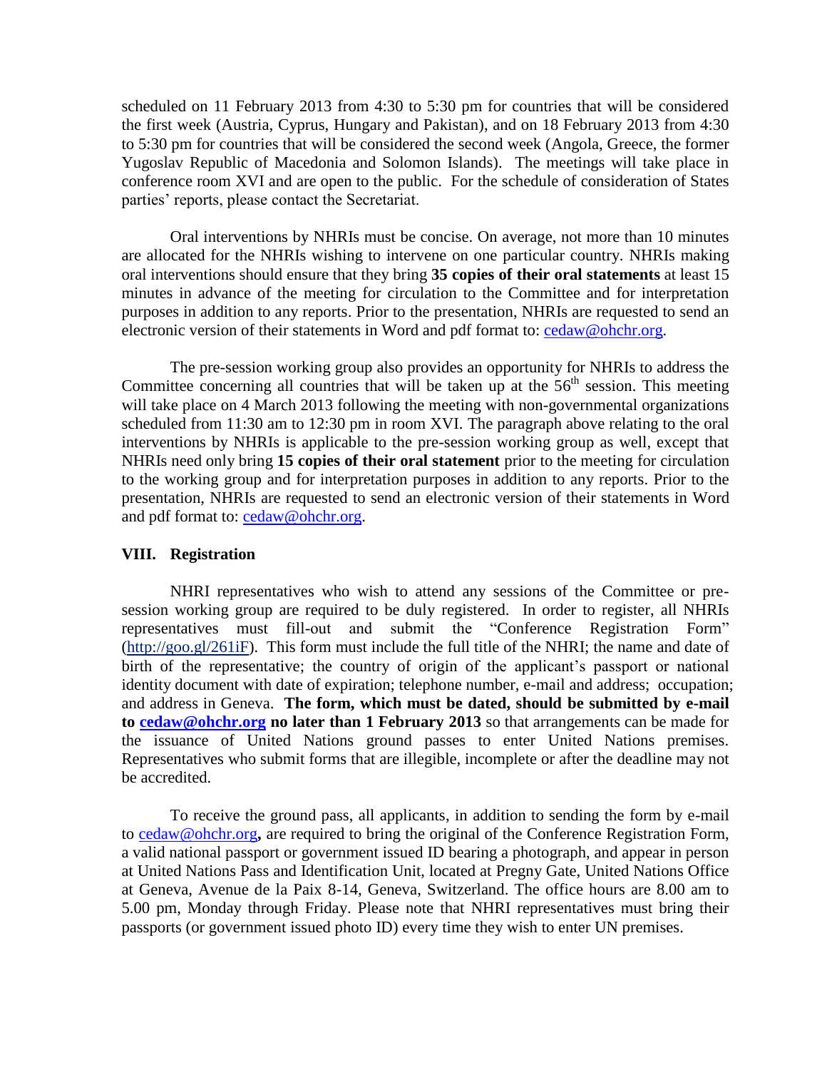scheduled on 11 February 2013 from 4:30 to 5:30 pm for countries that will be considered the first week (Austria, Cyprus, Hungary and Pakistan), and on 18 February 2013 from 4:30 to 5:30 pm for countries that will be considered the second week (Angola, Greece, the former Yugoslav Republic of Macedonia and Solomon Islands). The meetings will take place in conference room XVI and are open to the public. For the schedule of consideration of States parties' reports, please contact the Secretariat.

Oral interventions by NHRIs must be concise. On average, not more than 10 minutes are allocated for the NHRIs wishing to intervene on one particular country. NHRIs making oral interventions should ensure that they bring **35 copies of their oral statements** at least 15 minutes in advance of the meeting for circulation to the Committee and for interpretation purposes in addition to any reports. Prior to the presentation, NHRIs are requested to send an electronic version of their statements in Word and pdf format to: cedaw@ohchr.org.

The pre-session working group also provides an opportunity for NHRIs to address the Committee concerning all countries that will be taken up at the 56th session. This meeting will take place on 4 March 2013 following the meeting with non-governmental organizations scheduled from 11:30 am to 12:30 pm in room XVI. The paragraph above relating to the oral interventions by NHRIs is applicable to the pre-session working group as well, except that NHRIs need only bring **15 copies of their oral statement** prior to the meeting for circulation to the working group and for interpretation purposes in addition to any reports. Prior to the presentation, NHRIs are requested to send an electronic version of their statements in Word and pdf format to: cedaw@ohchr.org.

## VIII. Registration

NHRI representatives who wish to attend any sessions of the Committee or pre-session working group are required to be duly registered. In order to register, all NHRIs representatives must fill-out and submit the "Conference Registration Form" (http://goo.gl/261iF). This form must include the full title of the NHRI; the name and date of birth of the representative; the country of origin of the applicant's passport or national identity document with date of expiration; telephone number, e-mail and address; occupation; and address in Geneva. **The form, which must be dated, should be submitted by e-mail to cedaw@ohchr.org no later than 1 February 2013** so that arrangements can be made for the issuance of United Nations ground passes to enter United Nations premises. Representatives who submit forms that are illegible, incomplete or after the deadline may not be accredited.

To receive the ground pass, all applicants, in addition to sending the form by e-mail to cedaw@ohchr.org**,** are required to bring the original of the Conference Registration Form, a valid national passport or government issued ID bearing a photograph, and appear in person at United Nations Pass and Identification Unit, located at Pregny Gate, United Nations Office at Geneva, Avenue de la Paix 8-14, Geneva, Switzerland. The office hours are 8.00 am to 5.00 pm, Monday through Friday. Please note that NHRI representatives must bring their passports (or government issued photo ID) every time they wish to enter UN premises.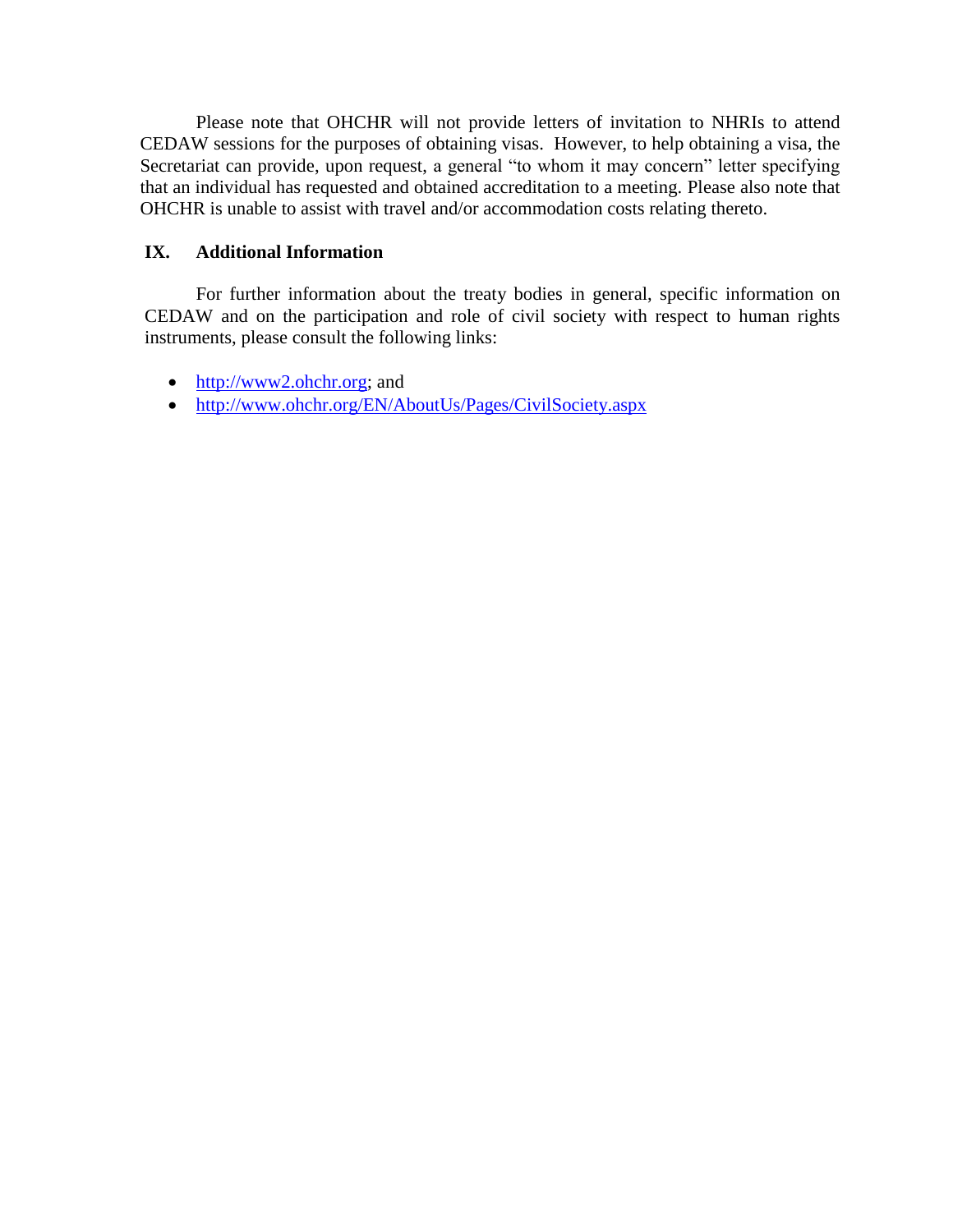Please note that OHCHR will not provide letters of invitation to NHRIs to attend CEDAW sessions for the purposes of obtaining visas. However, to help obtaining a visa, the Secretariat can provide, upon request, a general "to whom it may concern" letter specifying that an individual has requested and obtained accreditation to a meeting. Please also note that OHCHR is unable to assist with travel and/or accommodation costs relating thereto.

## IX. Additional Information

For further information about the treaty bodies in general, specific information on CEDAW and on the participation and role of civil society with respect to human rights instruments, please consult the following links:

- http://www2.ohchr.org; and
- http://www.ohchr.org/EN/AboutUs/Pages/CivilSociety.aspx